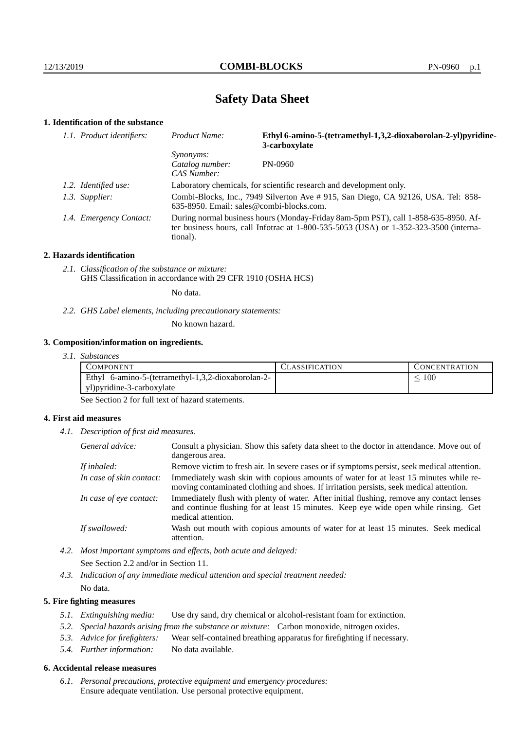# Safety Data Sheet

## 1. Identification of the substance

| *1.1. Product identifiers:* | *Product Name:* | **Ethyl 6-amino-5-(tetramethyl-1,3,2-dioxaborolan-2-yl)pyridine-3-carboxylate** |
|---|---|---|
| | *Synonyms:* | |
| | *Catalog number:* | PN-0960 |
| | *CAS Number:* | |
| *1.2. Identified use:* | Laboratory chemicals, for scientific research and development only. | |
| *1.3. Supplier:* | Combi-Blocks, Inc., 7949 Silverton Ave # 915, San Diego, CA 92126, USA. Tel: 858-635-8950. Email: sales@combi-blocks.com. | |
| *1.4. Emergency Contact:* | During normal business hours (Monday-Friday 8am-5pm PST), call 1-858-635-8950. After business hours, call Infotrac at 1-800-535-5053 (USA) or 1-352-323-3500 (international). | |

## 2. Hazards identification

*2.1. Classification of the substance or mixture:*
GHS Classification in accordance with 29 CFR 1910 (OSHA HCS)

No data.

*2.2. GHS Label elements, including precautionary statements:*

No known hazard.

## 3. Composition/information on ingredients.

*3.1. Substances*

| COMPONENT | CLASSIFICATION | CONCENTRATION |
|---|---|---|
| Ethyl 6-amino-5-(tetramethyl-1,3,2-dioxaborolan-2-yl)pyridine-3-carboxylate | | $\leq 100$ |

See Section 2 for full text of hazard statements.

## 4. First aid measures

*4.1. Description of first aid measures.*

| | |
|---|---|
| *General advice:* | Consult a physician. Show this safety data sheet to the doctor in attendance. Move out of dangerous area. |
| *If inhaled:* | Remove victim to fresh air. In severe cases or if symptoms persist, seek medical attention. |
| *In case of skin contact:* | Immediately wash skin with copious amounts of water for at least 15 minutes while removing contaminated clothing and shoes. If irritation persists, seek medical attention. |
| *In case of eye contact:* | Immediately flush with plenty of water. After initial flushing, remove any contact lenses and continue flushing for at least 15 minutes. Keep eye wide open while rinsing. Get medical attention. |
| *If swallowed:* | Wash out mouth with copious amounts of water for at least 15 minutes. Seek medical attention. |

*4.2. Most important symptoms and effects, both acute and delayed:*

See Section 2.2 and/or in Section 11.

*4.3. Indication of any immediate medical attention and special treatment needed:*

No data.

## 5. Fire fighting measures

*5.1. Extinguishing media:* Use dry sand, dry chemical or alcohol-resistant foam for extinction.

*5.2. Special hazards arising from the substance or mixture:* Carbon monoxide, nitrogen oxides.

*5.3. Advice for firefighters:* Wear self-contained breathing apparatus for firefighting if necessary.

*5.4. Further information:* No data available.

## 6. Accidental release measures

*6.1. Personal precautions, protective equipment and emergency procedures:*
Ensure adequate ventilation. Use personal protective equipment.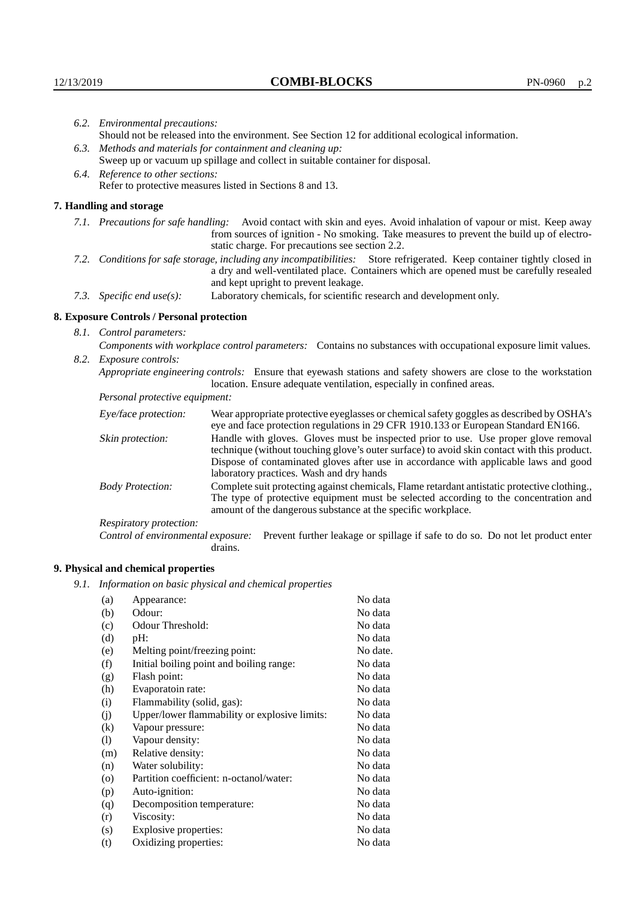*6.2. Environmental precautions:*
Should not be released into the environment. See Section 12 for additional ecological information.

*6.3. Methods and materials for containment and cleaning up:*
Sweep up or vacuum up spillage and collect in suitable container for disposal.

*6.4. Reference to other sections:*
Refer to protective measures listed in Sections 8 and 13.

## 7. Handling and storage

*7.1. Precautions for safe handling:* Avoid contact with skin and eyes. Avoid inhalation of vapour or mist. Keep away from sources of ignition - No smoking. Take measures to prevent the build up of electrostatic charge. For precautions see section 2.2.

*7.2. Conditions for safe storage, including any incompatibilities:* Store refrigerated. Keep container tightly closed in a dry and well-ventilated place. Containers which are opened must be carefully resealed and kept upright to prevent leakage.

*7.3. Specific end use(s):* Laboratory chemicals, for scientific research and development only.

## 8. Exposure Controls / Personal protection

*8.1. Control parameters:*

*Components with workplace control parameters:* Contains no substances with occupational exposure limit values.

*8.2. Exposure controls:*

*Appropriate engineering controls:* Ensure that eyewash stations and safety showers are close to the workstation location. Ensure adequate ventilation, especially in confined areas.

*Personal protective equipment:*

*Eye/face protection:* Wear appropriate protective eyeglasses or chemical safety goggles as described by OSHA's eye and face protection regulations in 29 CFR 1910.133 or European Standard EN166.

*Skin protection:* Handle with gloves. Gloves must be inspected prior to use. Use proper glove removal technique (without touching glove's outer surface) to avoid skin contact with this product. Dispose of contaminated gloves after use in accordance with applicable laws and good laboratory practices. Wash and dry hands

*Body Protection:* Complete suit protecting against chemicals, Flame retardant antistatic protective clothing., The type of protective equipment must be selected according to the concentration and amount of the dangerous substance at the specific workplace.

*Respiratory protection:*

*Control of environmental exposure:* Prevent further leakage or spillage if safe to do so. Do not let product enter drains.

## 9. Physical and chemical properties

*9.1. Information on basic physical and chemical properties*

| | | |
|---|---|---|
| (a) | Appearance: | No data |
| (b) | Odour: | No data |
| (c) | Odour Threshold: | No data |
| (d) | pH: | No data |
| (e) | Melting point/freezing point: | No date. |
| (f) | Initial boiling point and boiling range: | No data |
| (g) | Flash point: | No data |
| (h) | Evaporatoin rate: | No data |
| (i) | Flammability (solid, gas): | No data |
| (j) | Upper/lower flammability or explosive limits: | No data |
| (k) | Vapour pressure: | No data |
| (l) | Vapour density: | No data |
| (m) | Relative density: | No data |
| (n) | Water solubility: | No data |
| (o) | Partition coefficient: n-octanol/water: | No data |
| (p) | Auto-ignition: | No data |
| (q) | Decomposition temperature: | No data |
| (r) | Viscosity: | No data |
| (s) | Explosive properties: | No data |
| (t) | Oxidizing properties: | No data |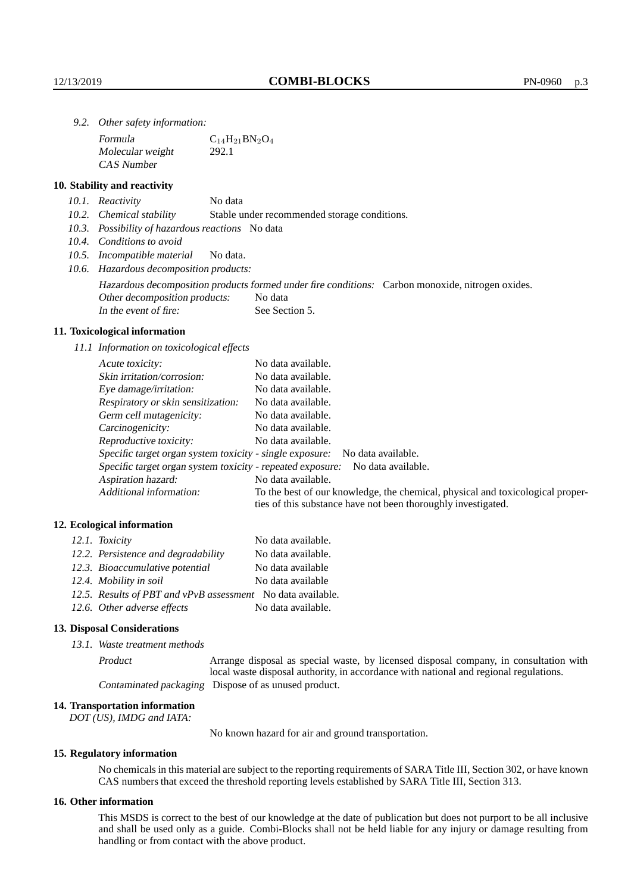*9.2. Other safety information:*

| | |
|---|---|
| *Formula* | $C_{14}H_{21}BN_2O_4$ |
| *Molecular weight* | 292.1 |
| *CAS Number* | |

### 10. Stability and reactivity

*10.1. Reactivity* No data

*10.2. Chemical stability* Stable under recommended storage conditions.

*10.3. Possibility of hazardous reactions* No data

*10.4. Conditions to avoid*

*10.5. Incompatible material* No data.

*10.6. Hazardous decomposition products:*

*Hazardous decomposition products formed under fire conditions:* Carbon monoxide, nitrogen oxides.

*Other decomposition products:* No data

*In the event of fire:* See Section 5.

### 11. Toxicological information

*11.1 Information on toxicological effects*

| | |
|---|---|
| *Acute toxicity:* | No data available. |
| *Skin irritation/corrosion:* | No data available. |
| *Eye damage/irritation:* | No data available. |
| *Respiratory or skin sensitization:* | No data available. |
| *Germ cell mutagenicity:* | No data available. |
| *Carcinogenicity:* | No data available. |
| *Reproductive toxicity:* | No data available. |
| *Specific target organ system toxicity - single exposure:* | No data available. |
| *Specific target organ system toxicity - repeated exposure:* | No data available. |
| *Aspiration hazard:* | No data available. |
| *Additional information:* | To the best of our knowledge, the chemical, physical and toxicological properties of this substance have not been thoroughly investigated. |

### 12. Ecological information

| | |
|---|---|
| *12.1. Toxicity* | No data available. |
| *12.2. Persistence and degradability* | No data available. |
| *12.3. Bioaccumulative potential* | No data available |
| *12.4. Mobility in soil* | No data available |
| *12.5. Results of PBT and vPvB assessment* | No data available. |
| *12.6. Other adverse effects* | No data available. |

### 13. Disposal Considerations

*13.1. Waste treatment methods*

*Product* Arrange disposal as special waste, by licensed disposal company, in consultation with local waste disposal authority, in accordance with national and regional regulations.

*Contaminated packaging* Dispose of as unused product.

### 14. Transportation information

*DOT (US), IMDG and IATA:*

No known hazard for air and ground transportation.

### 15. Regulatory information

No chemicals in this material are subject to the reporting requirements of SARA Title III, Section 302, or have known CAS numbers that exceed the threshold reporting levels established by SARA Title III, Section 313.

### 16. Other information

This MSDS is correct to the best of our knowledge at the date of publication but does not purport to be all inclusive and shall be used only as a guide. Combi-Blocks shall not be held liable for any injury or damage resulting from handling or from contact with the above product.